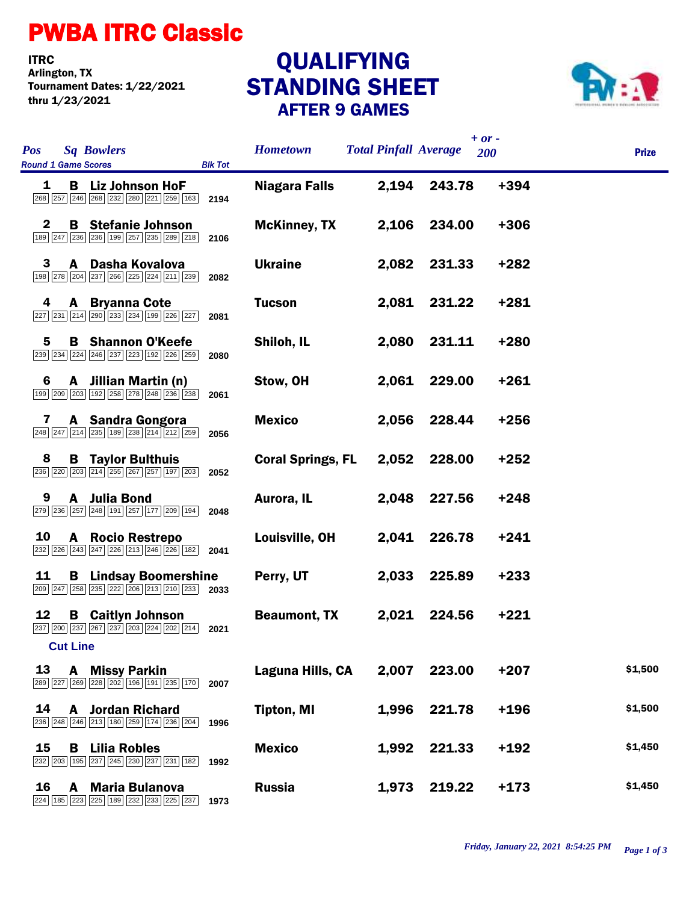# PWBA ITRC Classic

**ITRC**
**Arlington, TX**
**Tournament Dates: 1/22/2021 thru 1/23/2021**

## QUALIFYING STANDING SHEET
### AFTER 9 GAMES

| Pos | Sq | Bowlers | G1 | G2 | G3 | G4 | G5 | G6 | G7 | G8 | G9 | Blk Tot | Hometown | Total Pinfall | Average | + or - 200 | Prize |
|---|---|---|---|---|---|---|---|---|---|---|---|---|---|---|---|---|---|
| 1 | B | Liz Johnson HoF | 268 | 257 | 246 | 268 | 232 | 280 | 221 | 259 | 163 | 2194 | Niagara Falls | 2,194 | 243.78 | +394 | |
| 2 | B | Stefanie Johnson | 189 | 247 | 236 | 236 | 199 | 257 | 235 | 289 | 218 | 2106 | McKinney, TX | 2,106 | 234.00 | +306 | |
| 3 | A | Dasha Kovalova | 198 | 278 | 204 | 237 | 266 | 225 | 224 | 211 | 239 | 2082 | Ukraine | 2,082 | 231.33 | +282 | |
| 4 | A | Bryanna Cote | 227 | 231 | 214 | 290 | 233 | 234 | 199 | 226 | 227 | 2081 | Tucson | 2,081 | 231.22 | +281 | |
| 5 | B | Shannon O'Keefe | 239 | 234 | 224 | 246 | 237 | 223 | 192 | 226 | 259 | 2080 | Shiloh, IL | 2,080 | 231.11 | +280 | |
| 6 | A | Jillian Martin (n) | 199 | 209 | 203 | 192 | 258 | 278 | 248 | 236 | 238 | 2061 | Stow, OH | 2,061 | 229.00 | +261 | |
| 7 | A | Sandra Gongora | 248 | 247 | 214 | 235 | 189 | 238 | 214 | 212 | 259 | 2056 | Mexico | 2,056 | 228.44 | +256 | |
| 8 | B | Taylor Bulthuis | 236 | 220 | 203 | 214 | 255 | 267 | 257 | 197 | 203 | 2052 | Coral Springs, FL | 2,052 | 228.00 | +252 | |
| 9 | A | Julia Bond | 279 | 236 | 257 | 248 | 191 | 257 | 177 | 209 | 194 | 2048 | Aurora, IL | 2,048 | 227.56 | +248 | |
| 10 | A | Rocio Restrepo | 232 | 226 | 243 | 247 | 226 | 213 | 246 | 226 | 182 | 2041 | Louisville, OH | 2,041 | 226.78 | +241 | |
| 11 | B | Lindsay Boomershine | 209 | 247 | 258 | 235 | 222 | 206 | 213 | 210 | 233 | 2033 | Perry, UT | 2,033 | 225.89 | +233 | |
| 12 | B | Caitlyn Johnson | 237 | 200 | 237 | 267 | 237 | 203 | 224 | 202 | 214 | 2021 | Beaumont, TX | 2,021 | 224.56 | +221 | |
| | | **Cut Line** | | | | | | | | | | | | | | | |
| 13 | A | Missy Parkin | 289 | 227 | 269 | 228 | 202 | 196 | 191 | 235 | 170 | 2007 | Laguna Hills, CA | 2,007 | 223.00 | +207 | $1,500 |
| 14 | A | Jordan Richard | 236 | 248 | 246 | 213 | 180 | 259 | 174 | 236 | 204 | 1996 | Tipton, MI | 1,996 | 221.78 | +196 | $1,500 |
| 15 | B | Lilia Robles | 232 | 203 | 195 | 237 | 245 | 230 | 237 | 231 | 182 | 1992 | Mexico | 1,992 | 221.33 | +192 | $1,450 |
| 16 | A | Maria Bulanova | 224 | 185 | 223 | 225 | 189 | 232 | 233 | 225 | 237 | 1973 | Russia | 1,973 | 219.22 | +173 | $1,450 |

*Friday, January 22, 2021 8:54:25 PM*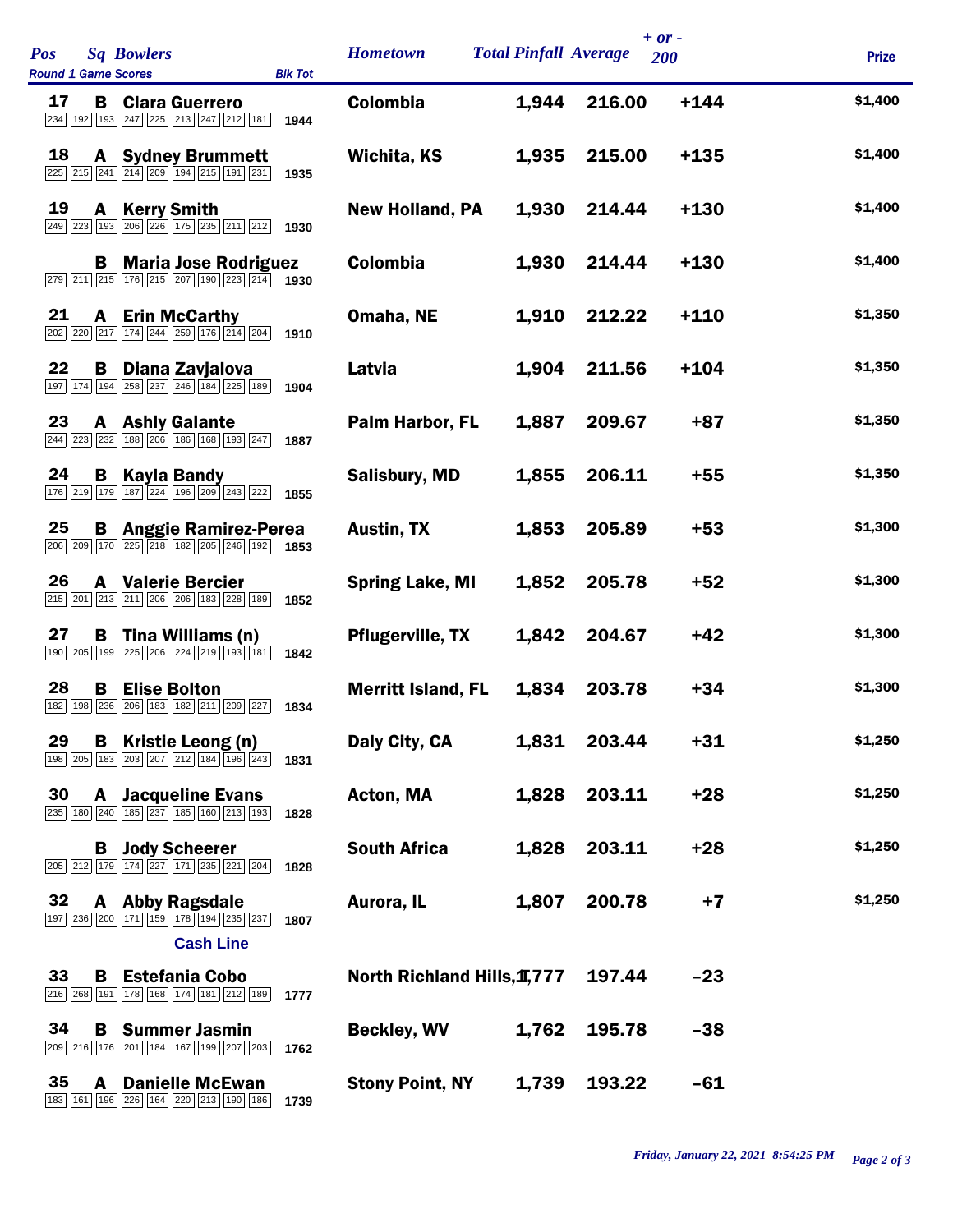| Pos | Sq | Bowlers | Round 1 Game Scores | Blk Tot | Hometown | Total Pinfall | Average | + or - 200 | Prize |
|---|---|---|---|---|---|---|---|---|---|
| 17 | B | Clara Guerrero | 234 192 193 247 225 213 247 212 181 | 1944 | Colombia | 1,944 | 216.00 | +144 | $1,400 |
| 18 | A | Sydney Brummett | 225 215 241 214 209 194 215 191 231 | 1935 | Wichita, KS | 1,935 | 215.00 | +135 | $1,400 |
| 19 | A | Kerry Smith | 249 223 193 206 226 175 235 211 212 | 1930 | New Holland, PA | 1,930 | 214.44 | +130 | $1,400 |
| | B | Maria Jose Rodriguez | 279 211 215 176 215 207 190 223 214 | 1930 | Colombia | 1,930 | 214.44 | +130 | $1,400 |
| 21 | A | Erin McCarthy | 202 220 217 174 244 259 176 214 204 | 1910 | Omaha, NE | 1,910 | 212.22 | +110 | $1,350 |
| 22 | B | Diana Zavjalova | 197 174 194 258 237 246 184 225 189 | 1904 | Latvia | 1,904 | 211.56 | +104 | $1,350 |
| 23 | A | Ashly Galante | 244 223 232 188 206 186 168 193 247 | 1887 | Palm Harbor, FL | 1,887 | 209.67 | +87 | $1,350 |
| 24 | B | Kayla Bandy | 176 219 179 187 224 196 209 243 222 | 1855 | Salisbury, MD | 1,855 | 206.11 | +55 | $1,350 |
| 25 | B | Anggie Ramirez-Perea | 206 209 170 225 218 182 205 246 192 | 1853 | Austin, TX | 1,853 | 205.89 | +53 | $1,300 |
| 26 | A | Valerie Bercier | 215 201 213 211 206 206 183 228 189 | 1852 | Spring Lake, MI | 1,852 | 205.78 | +52 | $1,300 |
| 27 | B | Tina Williams (n) | 190 205 199 225 206 224 219 193 181 | 1842 | Pflugerville, TX | 1,842 | 204.67 | +42 | $1,300 |
| 28 | B | Elise Bolton | 182 198 236 206 183 182 211 209 227 | 1834 | Merritt Island, FL | 1,834 | 203.78 | +34 | $1,300 |
| 29 | B | Kristie Leong (n) | 198 205 183 203 207 212 184 196 243 | 1831 | Daly City, CA | 1,831 | 203.44 | +31 | $1,250 |
| 30 | A | Jacqueline Evans | 235 180 240 185 237 185 160 213 193 | 1828 | Acton, MA | 1,828 | 203.11 | +28 | $1,250 |
| | B | Jody Scheerer | 205 212 179 174 227 171 235 221 204 | 1828 | South Africa | 1,828 | 203.11 | +28 | $1,250 |
| 32 | A | Abby Ragsdale | 197 236 200 171 159 178 194 235 237 | 1807 | Aurora, IL | 1,807 | 200.78 | +7 | $1,250 |
| | | **Cash Line** | | | | | | | |
| 33 | B | Estefania Cobo | 216 268 191 178 168 174 181 212 189 | 1777 | North Richland Hills, T | 1,777 | 197.44 | -23 | |
| 34 | B | Summer Jasmin | 209 216 176 201 184 167 199 207 203 | 1762 | Beckley, WV | 1,762 | 195.78 | -38 | |
| 35 | A | Danielle McEwan | 183 161 196 226 164 220 213 190 186 | 1739 | Stony Point, NY | 1,739 | 193.22 | -61 | |

*Friday, January 22, 2021 8:54:25 PM*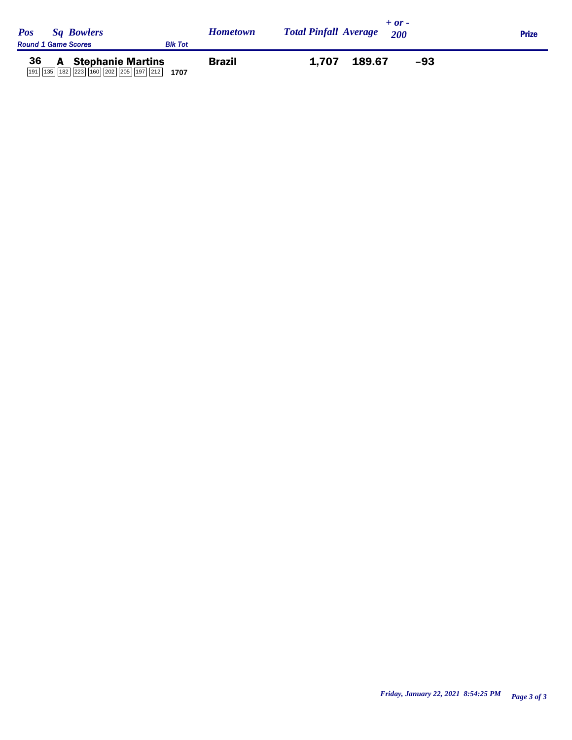| Pos | Sq | Bowlers | Hometown | Total Pinfall | Average | + or - 200 | Prize |
|---|---|---|---|---|---|---|---|
| Round 1 Game Scores | | Blk Tot | | | | | |
| 36 | A | Stephanie Martins | Brazil | 1,707 | 189.67 | -93 | |
| 191 135 182 223 160 202 205 197 212 | | 1707 | | | | | |

*Friday, January 22, 2021 8:54:25 PM*